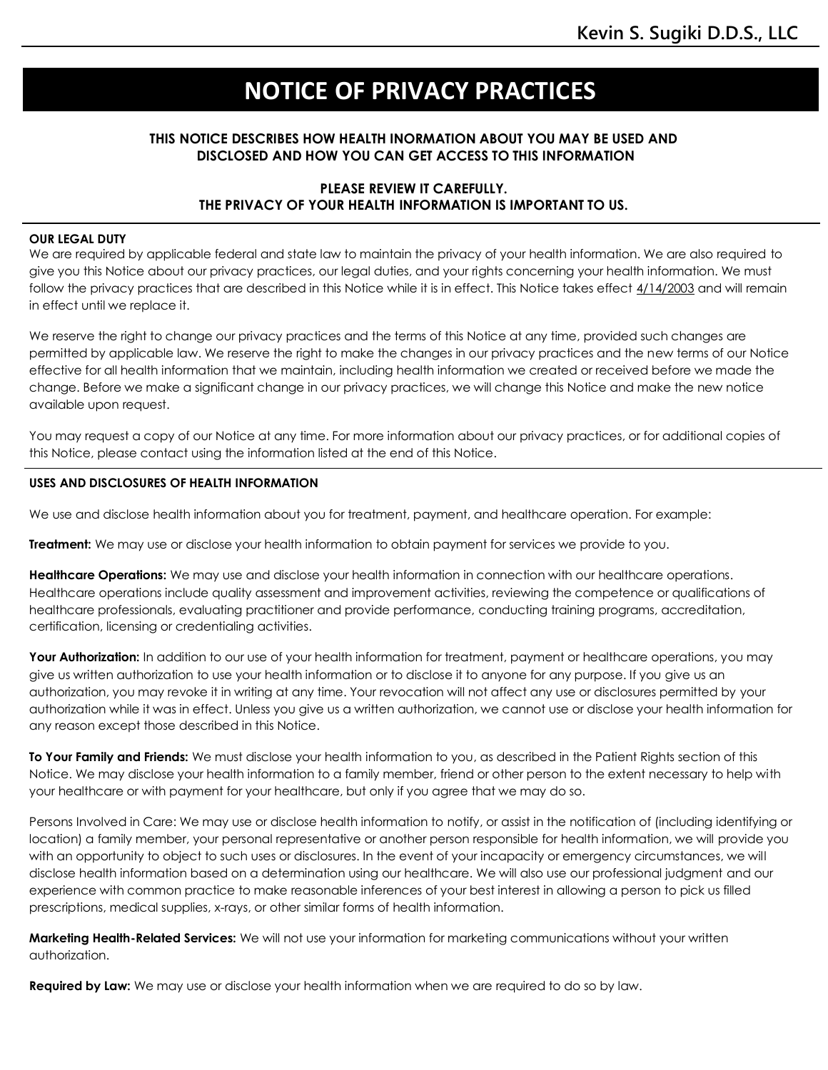Kevin S. Sugiki D.D.S., LLC

# NOTICE OF PRIVACY PRACTICES

**THIS NOTICE DESCRIBES HOW HEALTH INORMATION ABOUT YOU MAY BE USED AND DISCLOSED AND HOW YOU CAN GET ACCESS TO THIS INFORMATION**

**PLEASE REVIEW IT CAREFULLY.**
**THE PRIVACY OF YOUR HEALTH INFORMATION IS IMPORTANT TO US.**

## OUR LEGAL DUTY

We are required by applicable federal and state law to maintain the privacy of your health information. We are also required to give you this Notice about our privacy practices, our legal duties, and your rights concerning your health information. We must follow the privacy practices that are described in this Notice while it is in effect. This Notice takes effect 4/14/2003 and will remain in effect until we replace it.

We reserve the right to change our privacy practices and the terms of this Notice at any time, provided such changes are permitted by applicable law. We reserve the right to make the changes in our privacy practices and the new terms of our Notice effective for all health information that we maintain, including health information we created or received before we made the change. Before we make a significant change in our privacy practices, we will change this Notice and make the new notice available upon request.

You may request a copy of our Notice at any time. For more information about our privacy practices, or for additional copies of this Notice, please contact using the information listed at the end of this Notice.

## USES AND DISCLOSURES OF HEALTH INFORMATION

We use and disclose health information about you for treatment, payment, and healthcare operation. For example:

**Treatment:** We may use or disclose your health information to obtain payment for services we provide to you.

**Healthcare Operations:** We may use and disclose your health information in connection with our healthcare operations. Healthcare operations include quality assessment and improvement activities, reviewing the competence or qualifications of healthcare professionals, evaluating practitioner and provide performance, conducting training programs, accreditation, certification, licensing or credentialing activities.

**Your Authorization:** In addition to our use of your health information for treatment, payment or healthcare operations, you may give us written authorization to use your health information or to disclose it to anyone for any purpose. If you give us an authorization, you may revoke it in writing at any time. Your revocation will not affect any use or disclosures permitted by your authorization while it was in effect. Unless you give us a written authorization, we cannot use or disclose your health information for any reason except those described in this Notice.

**To Your Family and Friends:** We must disclose your health information to you, as described in the Patient Rights section of this Notice. We may disclose your health information to a family member, friend or other person to the extent necessary to help with your healthcare or with payment for your healthcare, but only if you agree that we may do so.

Persons Involved in Care: We may use or disclose health information to notify, or assist in the notification of (including identifying or location) a family member, your personal representative or another person responsible for health information, we will provide you with an opportunity to object to such uses or disclosures. In the event of your incapacity or emergency circumstances, we will disclose health information based on a determination using our healthcare. We will also use our professional judgment and our experience with common practice to make reasonable inferences of your best interest in allowing a person to pick us filled prescriptions, medical supplies, x-rays, or other similar forms of health information.

**Marketing Health-Related Services:** We will not use your information for marketing communications without your written authorization.

**Required by Law:** We may use or disclose your health information when we are required to do so by law.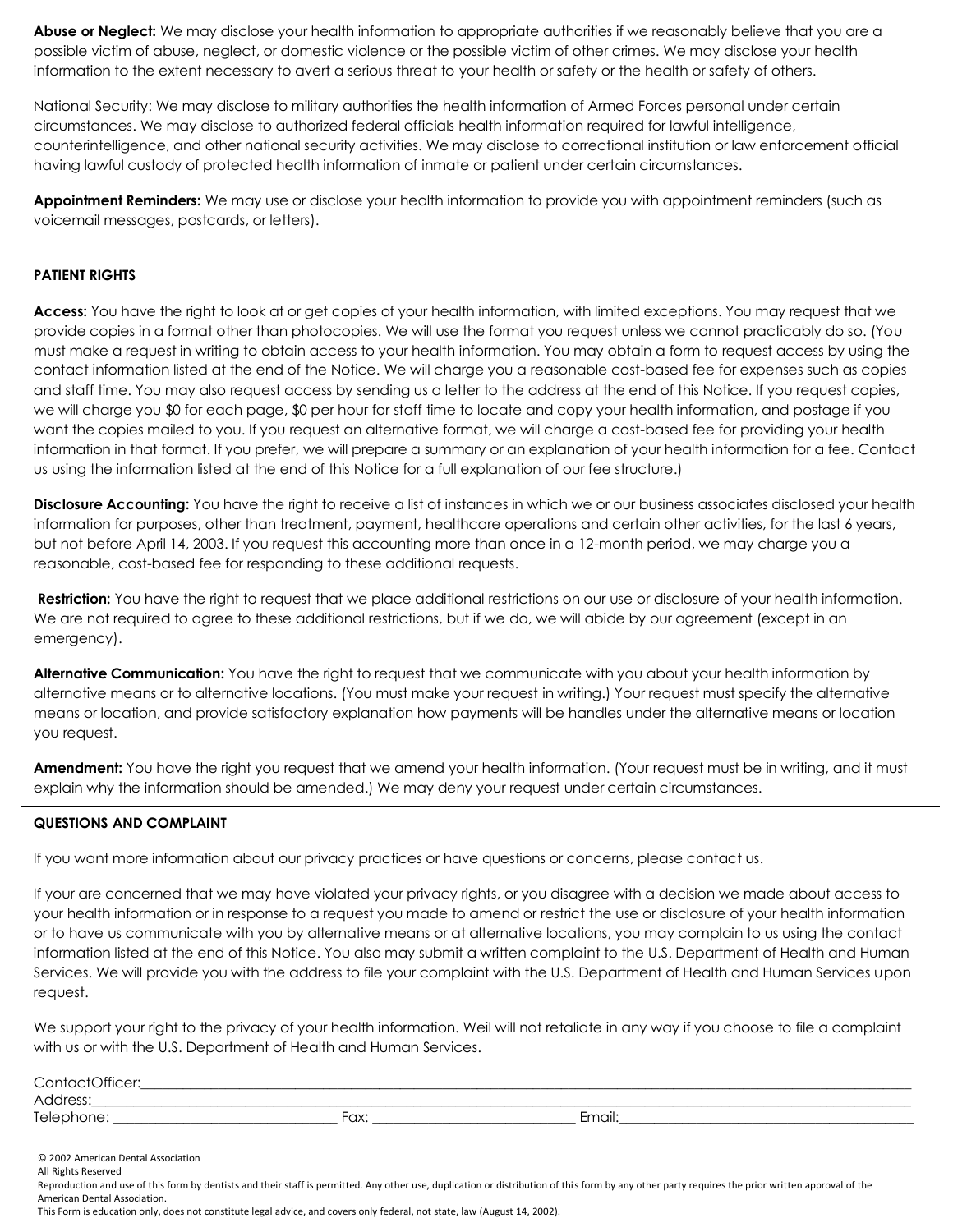**Abuse or Neglect:** We may disclose your health information to appropriate authorities if we reasonably believe that you are a possible victim of abuse, neglect, or domestic violence or the possible victim of other crimes. We may disclose your health information to the extent necessary to avert a serious threat to your health or safety or the health or safety of others.

National Security: We may disclose to military authorities the health information of Armed Forces personal under certain circumstances. We may disclose to authorized federal officials health information required for lawful intelligence, counterintelligence, and other national security activities. We may disclose to correctional institution or law enforcement official having lawful custody of protected health information of inmate or patient under certain circumstances.

**Appointment Reminders:** We may use or disclose your health information to provide you with appointment reminders (such as voicemail messages, postcards, or letters).

---

**PATIENT RIGHTS**

**Access:** You have the right to look at or get copies of your health information, with limited exceptions. You may request that we provide copies in a format other than photocopies. We will use the format you request unless we cannot practicably do so. (You must make a request in writing to obtain access to your health information. You may obtain a form to request access by using the contact information listed at the end of the Notice. We will charge you a reasonable cost-based fee for expenses such as copies and staff time. You may also request access by sending us a letter to the address at the end of this Notice. If you request copies, we will charge you $0 for each page, $0 per hour for staff time to locate and copy your health information, and postage if you want the copies mailed to you. If you request an alternative format, we will charge a cost-based fee for providing your health information in that format. If you prefer, we will prepare a summary or an explanation of your health information for a fee. Contact us using the information listed at the end of this Notice for a full explanation of our fee structure.)

**Disclosure Accounting:** You have the right to receive a list of instances in which we or our business associates disclosed your health information for purposes, other than treatment, payment, healthcare operations and certain other activities, for the last 6 years, but not before April 14, 2003. If you request this accounting more than once in a 12-month period, we may charge you a reasonable, cost-based fee for responding to these additional requests.

**Restriction:** You have the right to request that we place additional restrictions on our use or disclosure of your health information. We are not required to agree to these additional restrictions, but if we do, we will abide by our agreement (except in an emergency).

**Alternative Communication:** You have the right to request that we communicate with you about your health information by alternative means or to alternative locations. (You must make your request in writing.) Your request must specify the alternative means or location, and provide satisfactory explanation how payments will be handles under the alternative means or location you request.

**Amendment:** You have the right you request that we amend your health information. (Your request must be in writing, and it must explain why the information should be amended.) We may deny your request under certain circumstances.

---

**QUESTIONS AND COMPLAINT**

If you want more information about our privacy practices or have questions or concerns, please contact us.

If your are concerned that we may have violated your privacy rights, or you disagree with a decision we made about access to your health information or in response to a request you made to amend or restrict the use or disclosure of your health information or to have us communicate with you by alternative means or at alternative locations, you may complain to us using the contact information listed at the end of this Notice. You also may submit a written complaint to the U.S. Department of Health and Human Services. We will provide you with the address to file your complaint with the U.S. Department of Health and Human Services upon request.

We support your right to the privacy of your health information. Weil will not retaliate in any way if you choose to file a complaint with us or with the U.S. Department of Health and Human Services.

ContactOfficer:\_\_\_\_\_\_\_\_\_\_\_\_\_\_\_\_\_\_\_\_\_\_\_\_\_\_\_\_\_\_\_\_\_\_\_\_\_\_\_\_

Address:\_\_\_\_\_\_\_\_\_\_\_\_\_\_\_\_\_\_\_\_\_\_\_\_\_\_\_\_\_\_\_\_\_\_\_\_\_\_\_\_

Telephone: \_\_\_\_\_\_\_\_\_\_\_\_\_\_\_\_\_\_ Fax: \_\_\_\_\_\_\_\_\_\_\_\_\_\_\_\_\_\_ Email:\_\_\_\_\_\_\_\_\_\_\_\_\_\_\_\_\_\_

---

© 2002 American Dental Association
All Rights Reserved
Reproduction and use of this form by dentists and their staff is permitted. Any other use, duplication or distribution of this form by any other party requires the prior written approval of the American Dental Association.
This Form is education only, does not constitute legal advice, and covers only federal, not state, law (August 14, 2002).